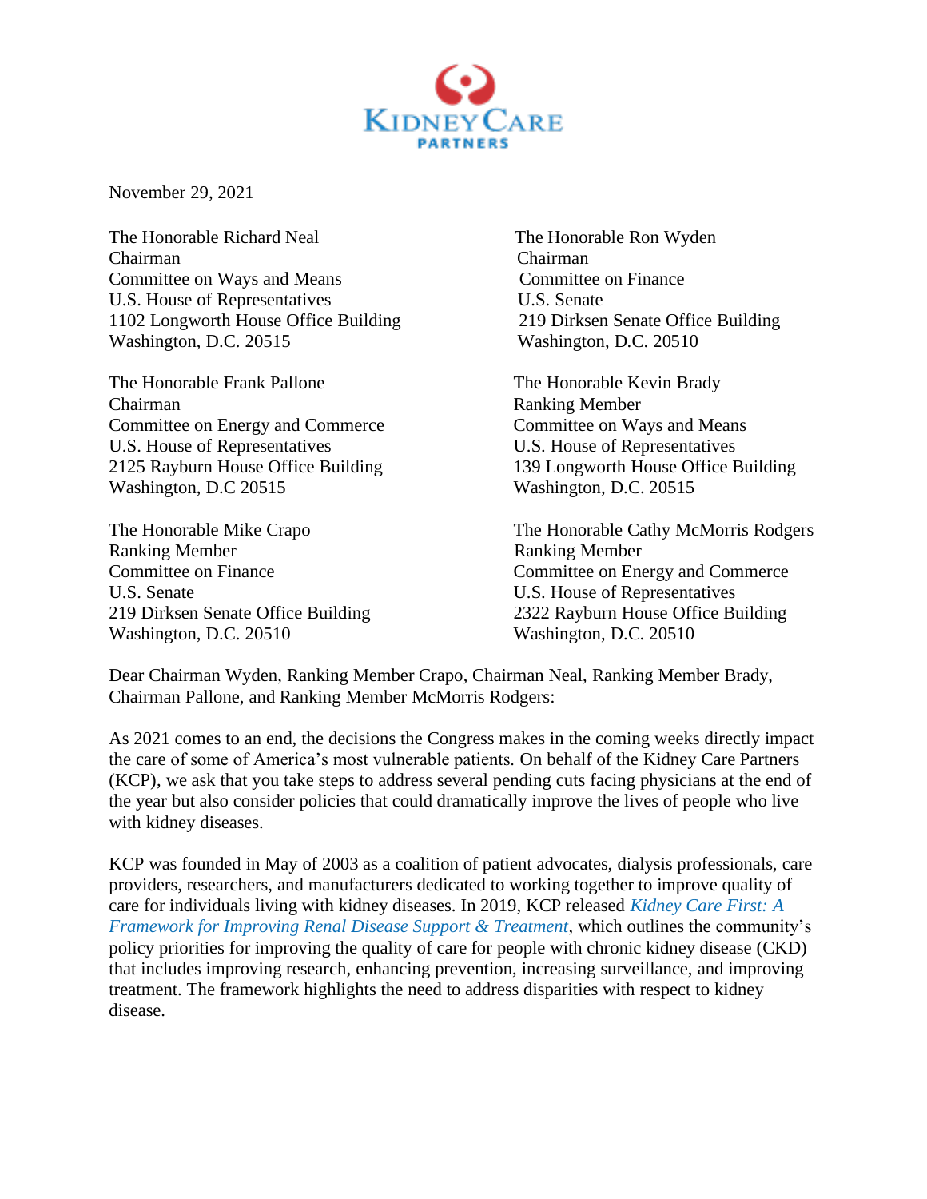November 29, 2021

The Honorable Richard Neal
Chairman
Committee on Ways and Means
U.S. House of Representatives
1102 Longworth House Office Building
Washington, D.C. 20515

The Honorable Ron Wyden
Chairman
Committee on Finance
U.S. Senate
219 Dirksen Senate Office Building
Washington, D.C. 20510

The Honorable Frank Pallone
Chairman
Committee on Energy and Commerce
U.S. House of Representatives
2125 Rayburn House Office Building
Washington, D.C 20515

The Honorable Kevin Brady
Ranking Member
Committee on Ways and Means
U.S. House of Representatives
139 Longworth House Office Building
Washington, D.C. 20515

The Honorable Mike Crapo
Ranking Member
Committee on Finance
U.S. Senate
219 Dirksen Senate Office Building
Washington, D.C. 20510

The Honorable Cathy McMorris Rodgers
Ranking Member
Committee on Energy and Commerce
U.S. House of Representatives
2322 Rayburn House Office Building
Washington, D.C. 20510

Dear Chairman Wyden, Ranking Member Crapo, Chairman Neal, Ranking Member Brady, Chairman Pallone, and Ranking Member McMorris Rodgers:

As 2021 comes to an end, the decisions the Congress makes in the coming weeks directly impact the care of some of America's most vulnerable patients. On behalf of the Kidney Care Partners (KCP), we ask that you take steps to address several pending cuts facing physicians at the end of the year but also consider policies that could dramatically improve the lives of people who live with kidney diseases.

KCP was founded in May of 2003 as a coalition of patient advocates, dialysis professionals, care providers, researchers, and manufacturers dedicated to working together to improve quality of care for individuals living with kidney diseases. In 2019, KCP released *Kidney Care First: A Framework for Improving Renal Disease Support & Treatment*, which outlines the community's policy priorities for improving the quality of care for people with chronic kidney disease (CKD) that includes improving research, enhancing prevention, increasing surveillance, and improving treatment. The framework highlights the need to address disparities with respect to kidney disease.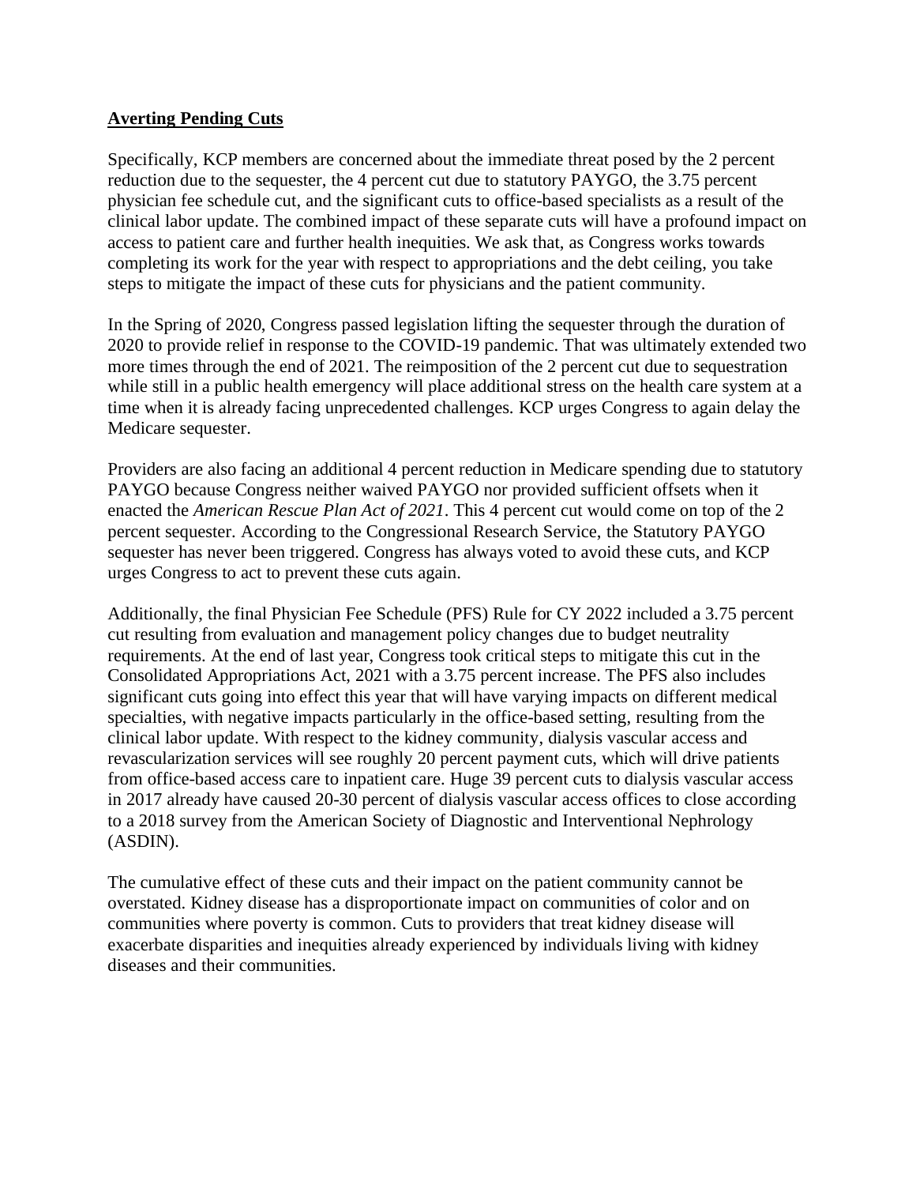**Averting Pending Cuts**

Specifically, KCP members are concerned about the immediate threat posed by the 2 percent reduction due to the sequester, the 4 percent cut due to statutory PAYGO, the 3.75 percent physician fee schedule cut, and the significant cuts to office-based specialists as a result of the clinical labor update. The combined impact of these separate cuts will have a profound impact on access to patient care and further health inequities. We ask that, as Congress works towards completing its work for the year with respect to appropriations and the debt ceiling, you take steps to mitigate the impact of these cuts for physicians and the patient community.

In the Spring of 2020, Congress passed legislation lifting the sequester through the duration of 2020 to provide relief in response to the COVID-19 pandemic. That was ultimately extended two more times through the end of 2021. The reimposition of the 2 percent cut due to sequestration while still in a public health emergency will place additional stress on the health care system at a time when it is already facing unprecedented challenges. KCP urges Congress to again delay the Medicare sequester.

Providers are also facing an additional 4 percent reduction in Medicare spending due to statutory PAYGO because Congress neither waived PAYGO nor provided sufficient offsets when it enacted the *American Rescue Plan Act of 2021*. This 4 percent cut would come on top of the 2 percent sequester. According to the Congressional Research Service, the Statutory PAYGO sequester has never been triggered. Congress has always voted to avoid these cuts, and KCP urges Congress to act to prevent these cuts again.

Additionally, the final Physician Fee Schedule (PFS) Rule for CY 2022 included a 3.75 percent cut resulting from evaluation and management policy changes due to budget neutrality requirements. At the end of last year, Congress took critical steps to mitigate this cut in the Consolidated Appropriations Act, 2021 with a 3.75 percent increase. The PFS also includes significant cuts going into effect this year that will have varying impacts on different medical specialties, with negative impacts particularly in the office-based setting, resulting from the clinical labor update. With respect to the kidney community, dialysis vascular access and revascularization services will see roughly 20 percent payment cuts, which will drive patients from office-based access care to inpatient care. Huge 39 percent cuts to dialysis vascular access in 2017 already have caused 20-30 percent of dialysis vascular access offices to close according to a 2018 survey from the American Society of Diagnostic and Interventional Nephrology (ASDIN).

The cumulative effect of these cuts and their impact on the patient community cannot be overstated. Kidney disease has a disproportionate impact on communities of color and on communities where poverty is common. Cuts to providers that treat kidney disease will exacerbate disparities and inequities already experienced by individuals living with kidney diseases and their communities.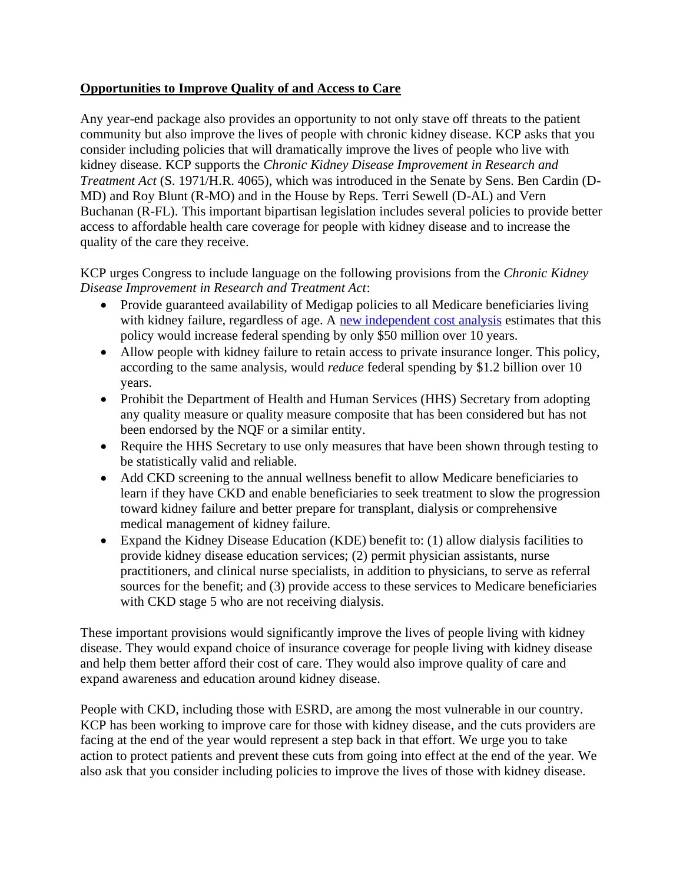**Opportunities to Improve Quality of and Access to Care**

Any year-end package also provides an opportunity to not only stave off threats to the patient community but also improve the lives of people with chronic kidney disease. KCP asks that you consider including policies that will dramatically improve the lives of people who live with kidney disease. KCP supports the *Chronic Kidney Disease Improvement in Research and Treatment Act* (S. 1971/H.R. 4065), which was introduced in the Senate by Sens. Ben Cardin (D-MD) and Roy Blunt (R-MO) and in the House by Reps. Terri Sewell (D-AL) and Vern Buchanan (R-FL). This important bipartisan legislation includes several policies to provide better access to affordable health care coverage for people with kidney disease and to increase the quality of the care they receive.

KCP urges Congress to include language on the following provisions from the *Chronic Kidney Disease Improvement in Research and Treatment Act*:

- Provide guaranteed availability of Medigap policies to all Medicare beneficiaries living with kidney failure, regardless of age. A new independent cost analysis estimates that this policy would increase federal spending by only $50 million over 10 years.
- Allow people with kidney failure to retain access to private insurance longer. This policy, according to the same analysis, would *reduce* federal spending by $1.2 billion over 10 years.
- Prohibit the Department of Health and Human Services (HHS) Secretary from adopting any quality measure or quality measure composite that has been considered but has not been endorsed by the NQF or a similar entity.
- Require the HHS Secretary to use only measures that have been shown through testing to be statistically valid and reliable.
- Add CKD screening to the annual wellness benefit to allow Medicare beneficiaries to learn if they have CKD and enable beneficiaries to seek treatment to slow the progression toward kidney failure and better prepare for transplant, dialysis or comprehensive medical management of kidney failure.
- Expand the Kidney Disease Education (KDE) benefit to: (1) allow dialysis facilities to provide kidney disease education services; (2) permit physician assistants, nurse practitioners, and clinical nurse specialists, in addition to physicians, to serve as referral sources for the benefit; and (3) provide access to these services to Medicare beneficiaries with CKD stage 5 who are not receiving dialysis.

These important provisions would significantly improve the lives of people living with kidney disease. They would expand choice of insurance coverage for people living with kidney disease and help them better afford their cost of care. They would also improve quality of care and expand awareness and education around kidney disease.

People with CKD, including those with ESRD, are among the most vulnerable in our country. KCP has been working to improve care for those with kidney disease, and the cuts providers are facing at the end of the year would represent a step back in that effort. We urge you to take action to protect patients and prevent these cuts from going into effect at the end of the year. We also ask that you consider including policies to improve the lives of those with kidney disease.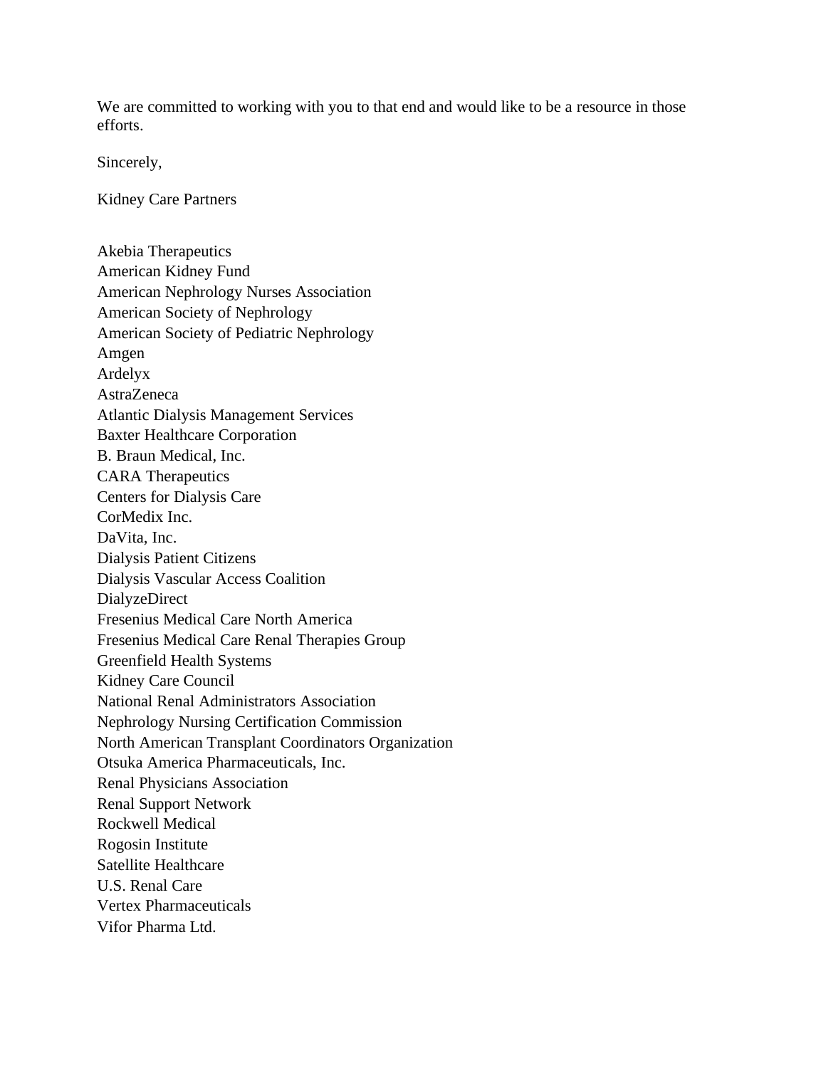We are committed to working with you to that end and would like to be a resource in those efforts.

Sincerely,

Kidney Care Partners

Akebia Therapeutics
American Kidney Fund
American Nephrology Nurses Association
American Society of Nephrology
American Society of Pediatric Nephrology
Amgen
Ardelyx
AstraZeneca
Atlantic Dialysis Management Services
Baxter Healthcare Corporation
B. Braun Medical, Inc.
CARA Therapeutics
Centers for Dialysis Care
CorMedix Inc.
DaVita, Inc.
Dialysis Patient Citizens
Dialysis Vascular Access Coalition
DialyzeDirect
Fresenius Medical Care North America
Fresenius Medical Care Renal Therapies Group
Greenfield Health Systems
Kidney Care Council
National Renal Administrators Association
Nephrology Nursing Certification Commission
North American Transplant Coordinators Organization
Otsuka America Pharmaceuticals, Inc.
Renal Physicians Association
Renal Support Network
Rockwell Medical
Rogosin Institute
Satellite Healthcare
U.S. Renal Care
Vertex Pharmaceuticals
Vifor Pharma Ltd.